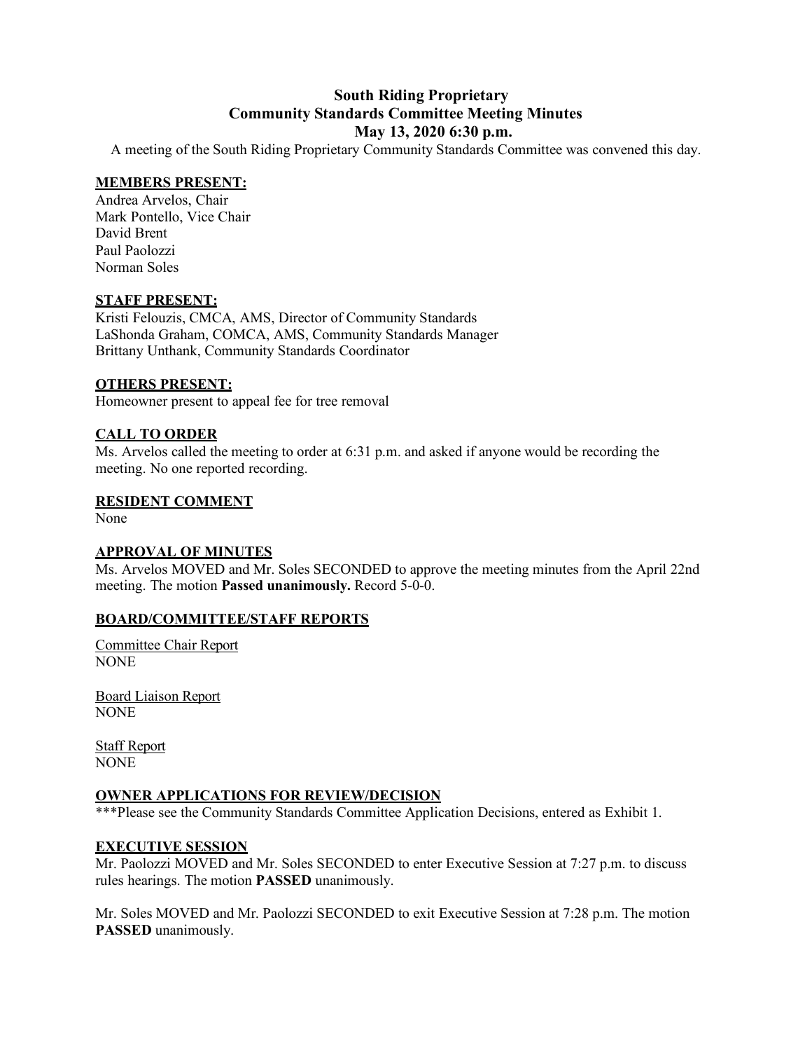# South Riding Proprietary
## Community Standards Committee Meeting Minutes
### May 13, 2020 6:30 p.m.

A meeting of the South Riding Proprietary Community Standards Committee was convened this day.

**MEMBERS PRESENT:**

Andrea Arvelos, Chair
Mark Pontello, Vice Chair
David Brent
Paul Paolozzi
Norman Soles

**STAFF PRESENT:**

Kristi Felouzis, CMCA, AMS, Director of Community Standards
LaShonda Graham, COMCA, AMS, Community Standards Manager
Brittany Unthank, Community Standards Coordinator

**OTHERS PRESENT:**

Homeowner present to appeal fee for tree removal

**CALL TO ORDER**

Ms. Arvelos called the meeting to order at 6:31 p.m. and asked if anyone would be recording the meeting. No one reported recording.

**RESIDENT COMMENT**

None

**APPROVAL OF MINUTES**

Ms. Arvelos MOVED and Mr. Soles SECONDED to approve the meeting minutes from the April 22nd meeting. The motion **Passed unanimously.** Record 5-0-0.

**BOARD/COMMITTEE/STAFF REPORTS**

Committee Chair Report
NONE

Board Liaison Report
NONE

Staff Report
NONE

**OWNER APPLICATIONS FOR REVIEW/DECISION**

***Please see the Community Standards Committee Application Decisions, entered as Exhibit 1.

**EXECUTIVE SESSION**

Mr. Paolozzi MOVED and Mr. Soles SECONDED to enter Executive Session at 7:27 p.m. to discuss rules hearings. The motion **PASSED** unanimously.

Mr. Soles MOVED and Mr. Paolozzi SECONDED to exit Executive Session at 7:28 p.m. The motion **PASSED** unanimously.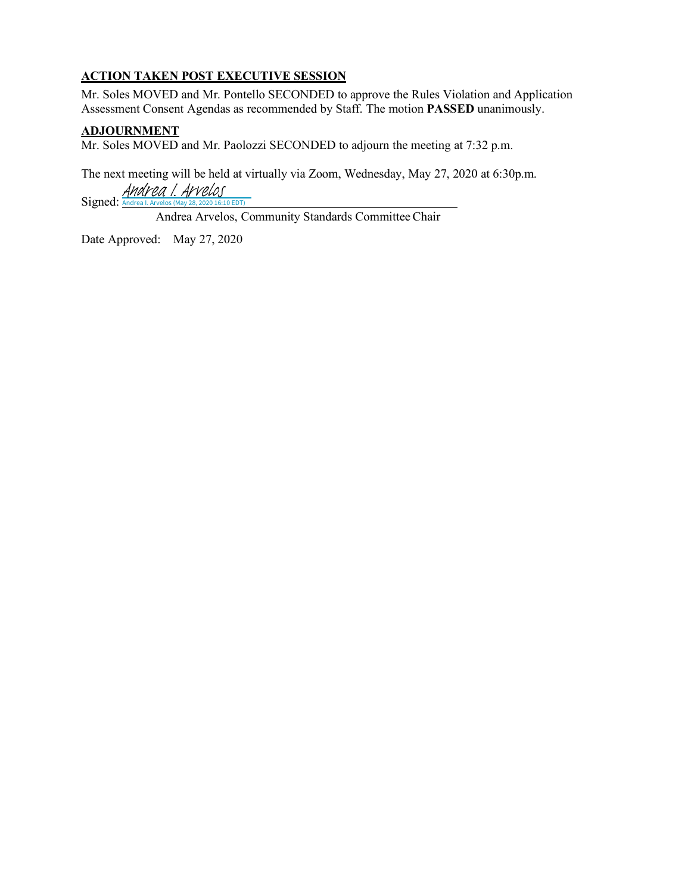**ACTION TAKEN POST EXECUTIVE SESSION**

Mr. Soles MOVED and Mr. Pontello SECONDED to approve the Rules Violation and Application Assessment Consent Agendas as recommended by Staff. The motion **PASSED** unanimously.

**ADJOURNMENT**

Mr. Soles MOVED and Mr. Paolozzi SECONDED to adjourn the meeting at 7:32 p.m.

The next meeting will be held at virtually via Zoom, Wednesday, May 27, 2020 at 6:30p.m.

Signed: Andrea I. Arvelos
Andrea I. Arvelos (May 28, 2020 16:10 EDT)

Andrea Arvelos, Community Standards Committee Chair

Date Approved: May 27, 2020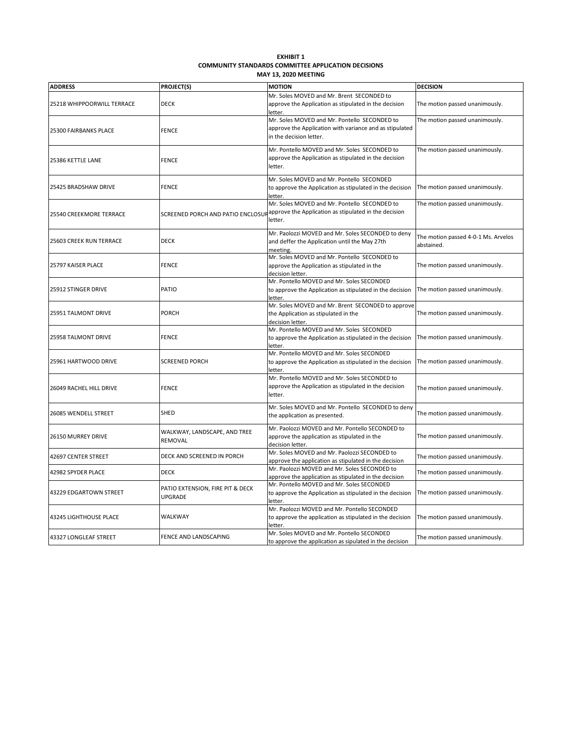**EXHIBIT 1**
**COMMUNITY STANDARDS COMMITTEE APPLICATION DECISIONS**
**MAY 13, 2020 MEETING**

| ADDRESS | PROJECT(S) | MOTION | DECISION |
|---|---|---|---|
| 25218 WHIPPOORWILL TERRACE | DECK | Mr. Soles MOVED and Mr. Brent SECONDED to approve the Application as stipulated in the decision letter. | The motion passed unanimously. |
| 25300 FAIRBANKS PLACE | FENCE | Mr. Soles MOVED and Mr. Pontello SECONDED to approve the Application with variance and as stipulated in the decision letter. | The motion passed unanimously. |
| 25386 KETTLE LANE | FENCE | Mr. Pontello MOVED and Mr. Soles SECONDED to approve the Application as stipulated in the decision letter. | The motion passed unanimously. |
| 25425 BRADSHAW DRIVE | FENCE | Mr. Soles MOVED and Mr. Pontello SECONDED to approve the Application as stipulated in the decision letter. | The motion passed unanimously. |
| 25540 CREEKMORE TERRACE | SCREENED PORCH AND PATIO ENCLOSUR | Mr. Soles MOVED and Mr. Pontello SECONDED to approve the Application as stipulated in the decision letter. | The motion passed unanimously. |
| 25603 CREEK RUN TERRACE | DECK | Mr. Paolozzi MOVED and Mr. Soles SECONDED to deny and deffer the Application until the May 27th meeting. | The motion passed 4-0-1 Ms. Arvelos abstained. |
| 25797 KAISER PLACE | FENCE | Mr. Soles MOVED and Mr. Pontello SECONDED to approve the Application as stipulated in the decision letter. | The motion passed unanimously. |
| 25912 STINGER DRIVE | PATIO | Mr. Pontello MOVED and Mr. Soles SECONDED to approve the Application as stipulated in the decision letter. | The motion passed unanimously. |
| 25951 TALMONT DRIVE | PORCH | Mr. Soles MOVED and Mr. Brent SECONDED to approve the Application as stipulated in the decision letter. | The motion passed unanimously. |
| 25958 TALMONT DRIVE | FENCE | Mr. Pontello MOVED and Mr. Soles SECONDED to approve the Application as stipulated in the decision letter. | The motion passed unanimously. |
| 25961 HARTWOOD DRIVE | SCREENED PORCH | Mr. Pontello MOVED and Mr. Soles SECONDED to approve the Application as stipulated in the decision letter. | The motion passed unanimously. |
| 26049 RACHEL HILL DRIVE | FENCE | Mr. Pontello MOVED and Mr. Soles SECONDED to approve the Application as stipulated in the decision letter. | The motion passed unanimously. |
| 26085 WENDELL STREET | SHED | Mr. Soles MOVED and Mr. Pontello SECONDED to deny the application as presented. | The motion passed unanimously. |
| 26150 MURREY DRIVE | WALKWAY, LANDSCAPE, AND TREE REMOVAL | Mr. Paolozzi MOVED and Mr. Pontello SECONDED to approve the application as stipulated in the decision letter. | The motion passed unanimously. |
| 42697 CENTER STREET | DECK AND SCREENED IN PORCH | Mr. Soles MOVED and Mr. Paolozzi SECONDED to approve the application as stipulated in the decision | The motion passed unanimously. |
| 42982 SPYDER PLACE | DECK | Mr. Paolozzi MOVED and Mr. Soles SECONDED to approve the application as stipulated in the decision | The motion passed unanimously. |
| 43229 EDGARTOWN STREET | PATIO EXTENSION, FIRE PIT & DECK UPGRADE | Mr. Pontello MOVED and Mr. Soles SECONDED to approve the Application as stipulated in the decision letter. | The motion passed unanimously. |
| 43245 LIGHTHOUSE PLACE | WALKWAY | Mr. Paolozzi MOVED and Mr. Pontello SECONDED to approve the application as stipulated in the decision letter. | The motion passed unanimously. |
| 43327 LONGLEAF STREET | FENCE AND LANDSCAPING | Mr. Soles MOVED and Mr. Pontello SECONDED to approve the application as sipulated in the decision | The motion passed unanimously. |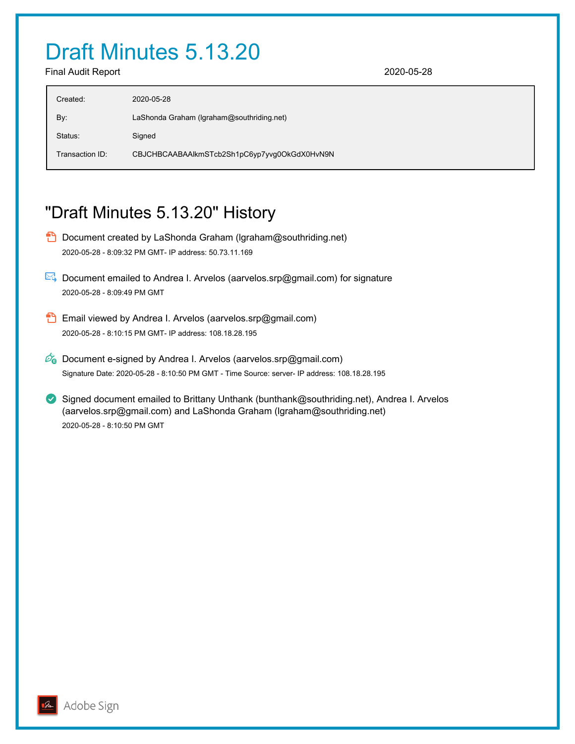# Draft Minutes 5.13.20

Final Audit Report 2020-05-28

| | |
|---|---|
| Created: | 2020-05-28 |
| By: | LaShonda Graham (lgraham@southriding.net) |
| Status: | Signed |
| Transaction ID: | CBJCHBCAABAAlkmSTcb2Sh1pC6yp7yvg0OkGdX0HvN9N |

## "Draft Minutes 5.13.20" History

- Document created by LaShonda Graham (lgraham@southriding.net)
  2020-05-28 - 8:09:32 PM GMT- IP address: 50.73.11.169

- Document emailed to Andrea I. Arvelos (aarvelos.srp@gmail.com) for signature
  2020-05-28 - 8:09:49 PM GMT

- Email viewed by Andrea I. Arvelos (aarvelos.srp@gmail.com)
  2020-05-28 - 8:10:15 PM GMT- IP address: 108.18.28.195

- Document e-signed by Andrea I. Arvelos (aarvelos.srp@gmail.com)
  Signature Date: 2020-05-28 - 8:10:50 PM GMT - Time Source: server- IP address: 108.18.28.195

- Signed document emailed to Brittany Unthank (bunthank@southriding.net), Andrea I. Arvelos (aarvelos.srp@gmail.com) and LaShonda Graham (lgraham@southriding.net)
  2020-05-28 - 8:10:50 PM GMT

Adobe Sign